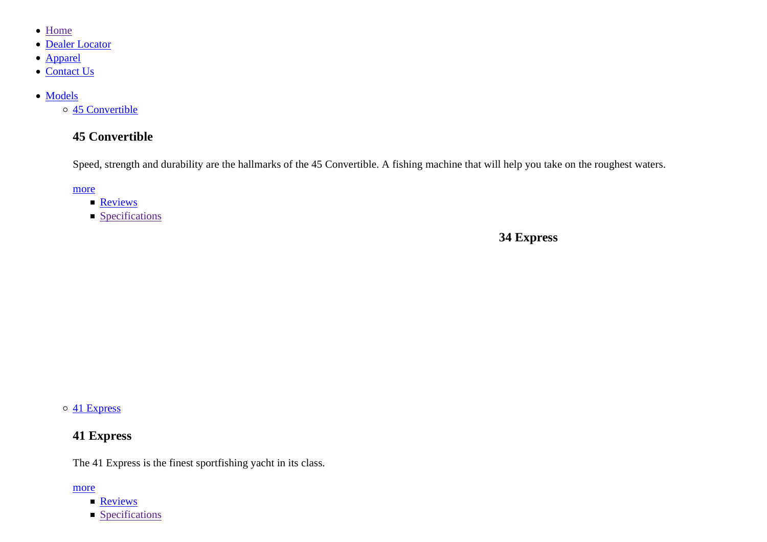- Home
- Dealer Locator
- Apparel
- Contact Us

- Models
  - 45 Convertible

    ### 45 Convertible

    Speed, strength and durability are the hallmarks of the 45 Convertible. A fishing machine that will help you take on the roughest waters.

    more

    - Reviews
    - Specifications

    ### 34 Express

  - 41 Express

    ### 41 Express

    The 41 Express is the finest sportfishing yacht in its class.

    more

    - Reviews
    - Specifications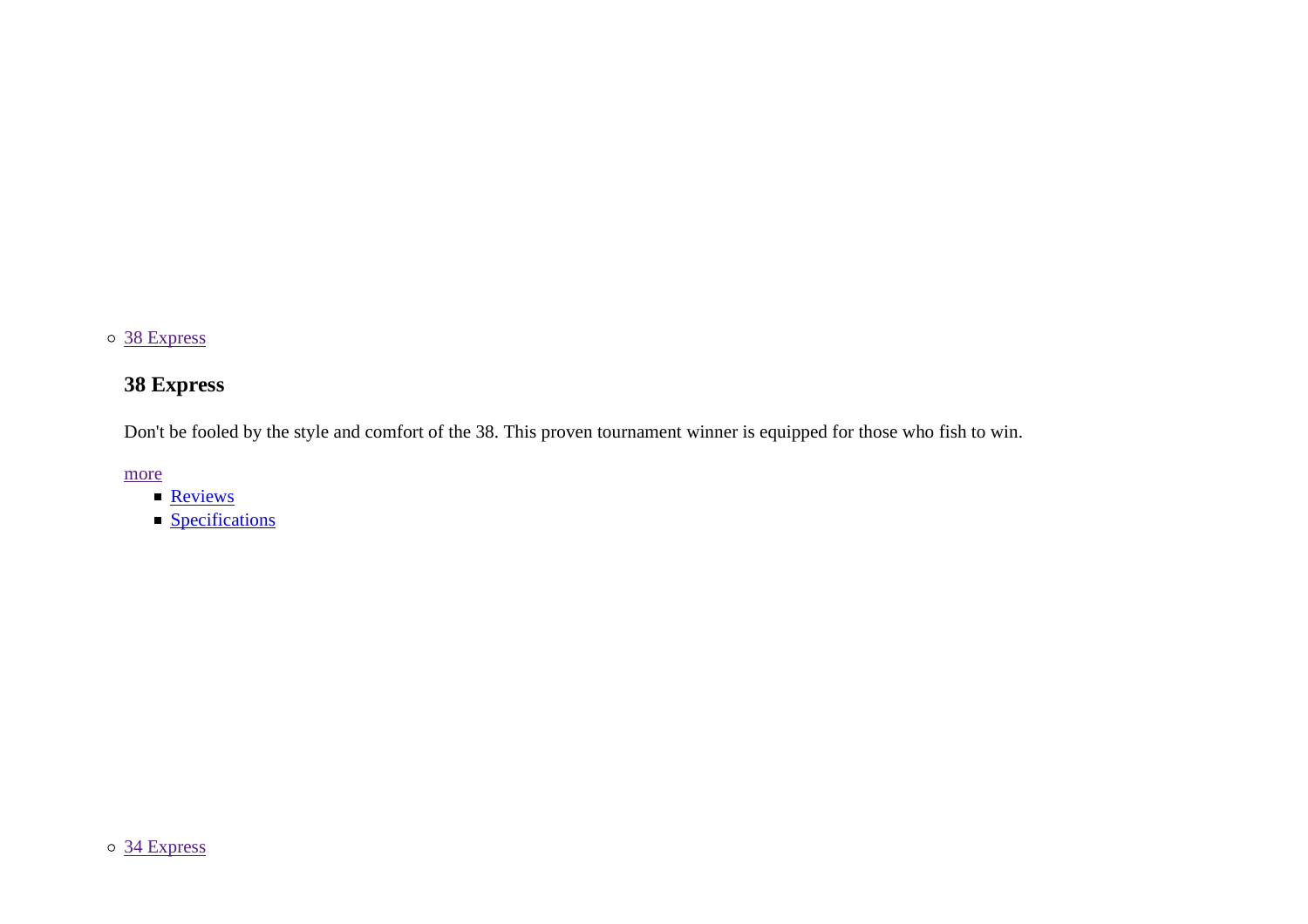- 38 Express

### 38 Express

Don't be fooled by the style and comfort of the 38. This proven tournament winner is equipped for those who fish to win.

more

- Reviews
- Specifications

- 34 Express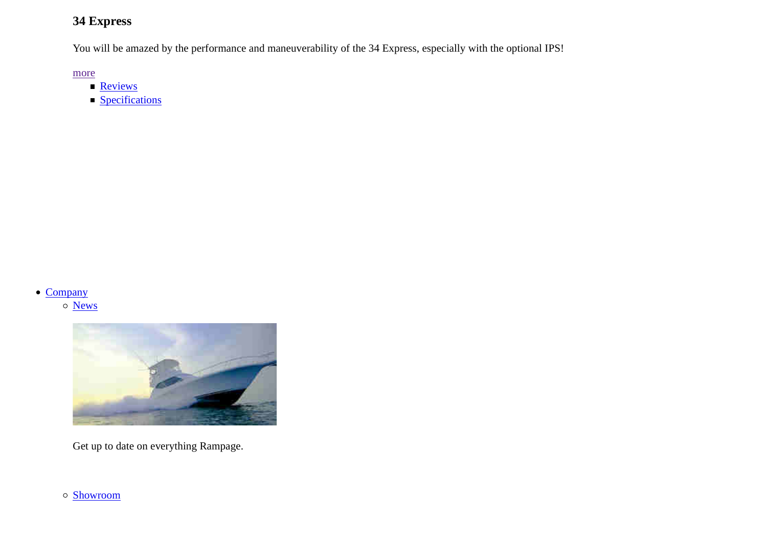### 34 Express

You will be amazed by the performance and maneuverability of the 34 Express, especially with the optional IPS!

more

- Reviews
- Specifications

- Company
    - News

      Get up to date on everything Rampage.

    - Showroom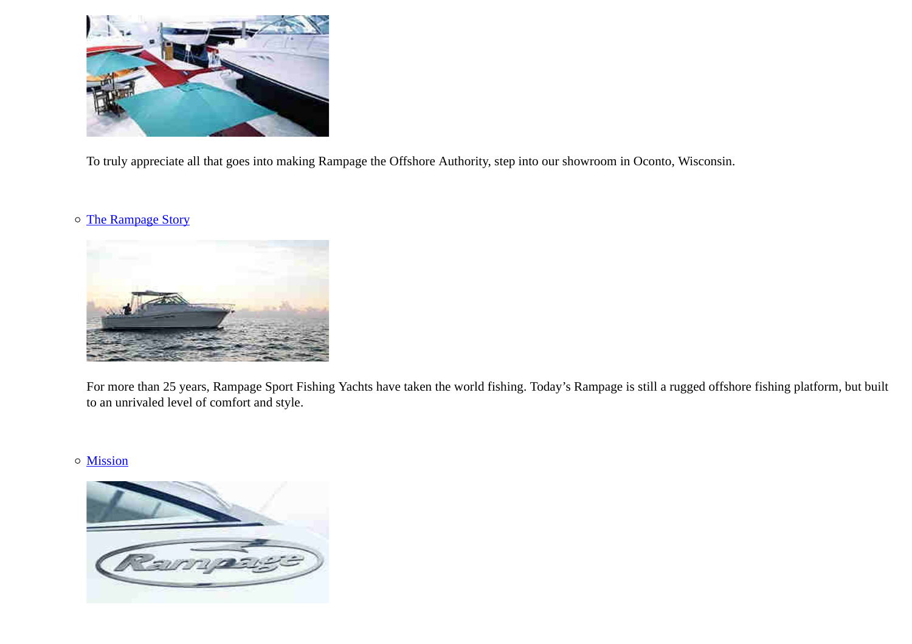To truly appreciate all that goes into making Rampage the Offshore Authority, step into our showroom in Oconto, Wisconsin.

- The Rampage Story

  For more than 25 years, Rampage Sport Fishing Yachts have taken the world fishing. Today's Rampage is still a rugged offshore fishing platform, but built to an unrivaled level of comfort and style.

- Mission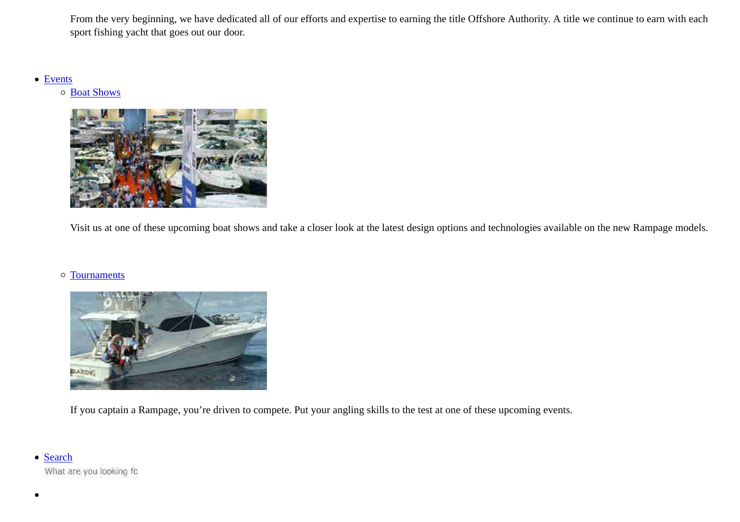From the very beginning, we have dedicated all of our efforts and expertise to earning the title Offshore Authority. A title we continue to earn with each sport fishing yacht that goes out our door.

- Events
  - Boat Shows

    Visit us at one of these upcoming boat shows and take a closer look at the latest design options and technologies available on the new Rampage models.

  - Tournaments

    If you captain a Rampage, you're driven to compete. Put your angling skills to the test at one of these upcoming events.

- Search

  What are you looking fc

-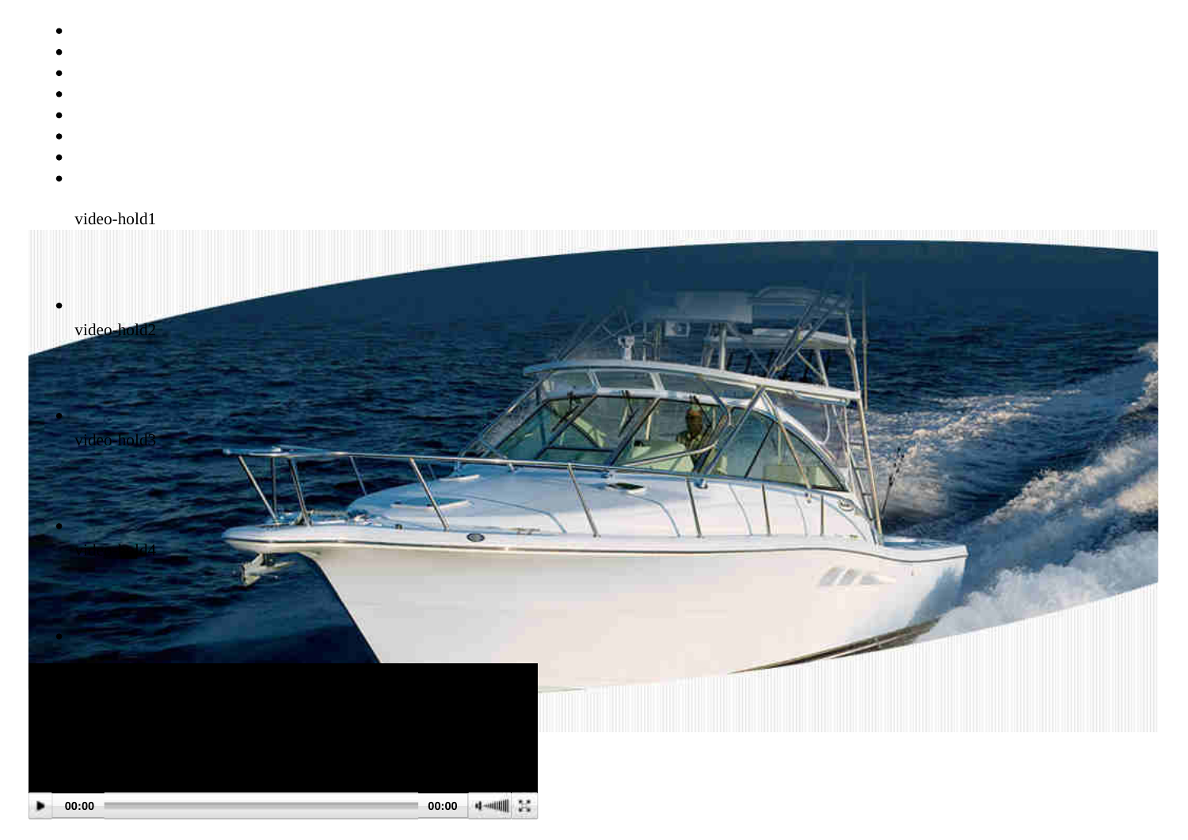- 
- 
- 
- 
- 
- 
- 
- 

video-hold1

- video-hold2
- video-hold3
- video-hold4
- 

00:00 00:00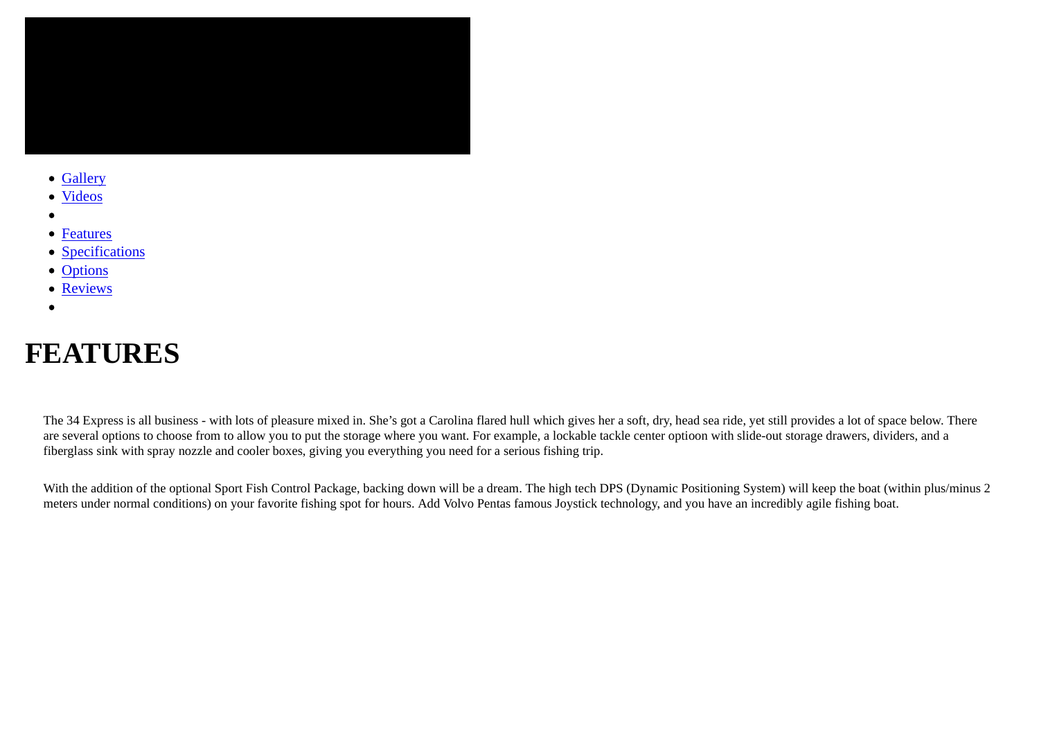- Gallery
- Videos
- 
- Features
- Specifications
- Options
- Reviews
- 

# FEATURES

The 34 Express is all business - with lots of pleasure mixed in. She’s got a Carolina flared hull which gives her a soft, dry, head sea ride, yet still provides a lot of space below. There are several options to choose from to allow you to put the storage where you want. For example, a lockable tackle center optioon with slide-out storage drawers, dividers, and a fiberglass sink with spray nozzle and cooler boxes, giving you everything you need for a serious fishing trip.

With the addition of the optional Sport Fish Control Package, backing down will be a dream. The high tech DPS (Dynamic Positioning System) will keep the boat (within plus/minus 2 meters under normal conditions) on your favorite fishing spot for hours. Add Volvo Pentas famous Joystick technology, and you have an incredibly agile fishing boat.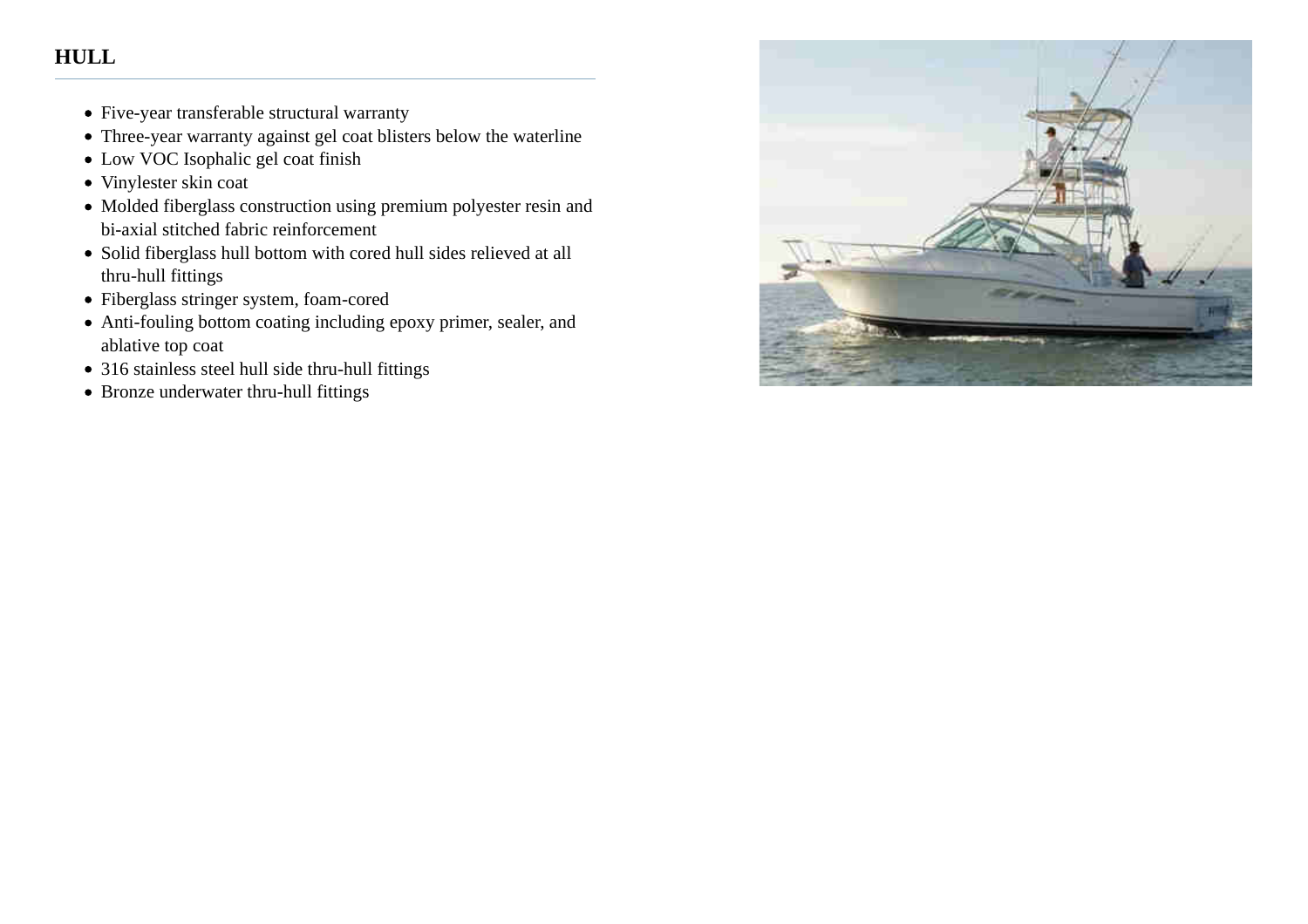## HULL

- Five-year transferable structural warranty
- Three-year warranty against gel coat blisters below the waterline
- Low VOC Isophalic gel coat finish
- Vinylester skin coat
- Molded fiberglass construction using premium polyester resin and bi-axial stitched fabric reinforcement
- Solid fiberglass hull bottom with cored hull sides relieved at all thru-hull fittings
- Fiberglass stringer system, foam-cored
- Anti-fouling bottom coating including epoxy primer, sealer, and ablative top coat
- 316 stainless steel hull side thru-hull fittings
- Bronze underwater thru-hull fittings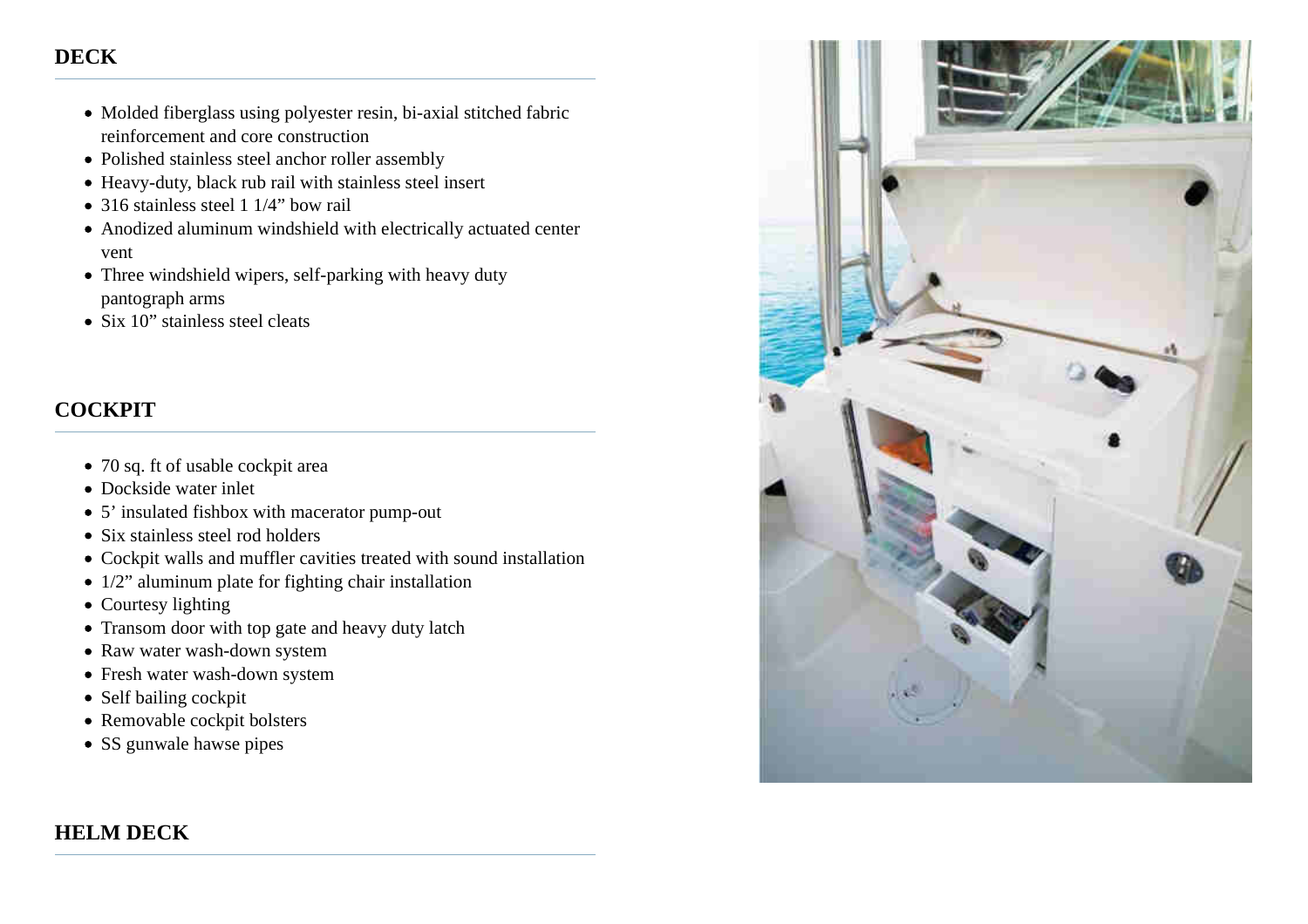## DECK

- Molded fiberglass using polyester resin, bi-axial stitched fabric reinforcement and core construction
- Polished stainless steel anchor roller assembly
- Heavy-duty, black rub rail with stainless steel insert
- 316 stainless steel 1 1/4” bow rail
- Anodized aluminum windshield with electrically actuated center vent
- Three windshield wipers, self-parking with heavy duty pantograph arms
- Six 10” stainless steel cleats

## COCKPIT

- 70 sq. ft of usable cockpit area
- Dockside water inlet
- 5’ insulated fishbox with macerator pump-out
- Six stainless steel rod holders
- Cockpit walls and muffler cavities treated with sound installation
- 1/2” aluminum plate for fighting chair installation
- Courtesy lighting
- Transom door with top gate and heavy duty latch
- Raw water wash-down system
- Fresh water wash-down system
- Self bailing cockpit
- Removable cockpit bolsters
- SS gunwale hawse pipes

## HELM DECK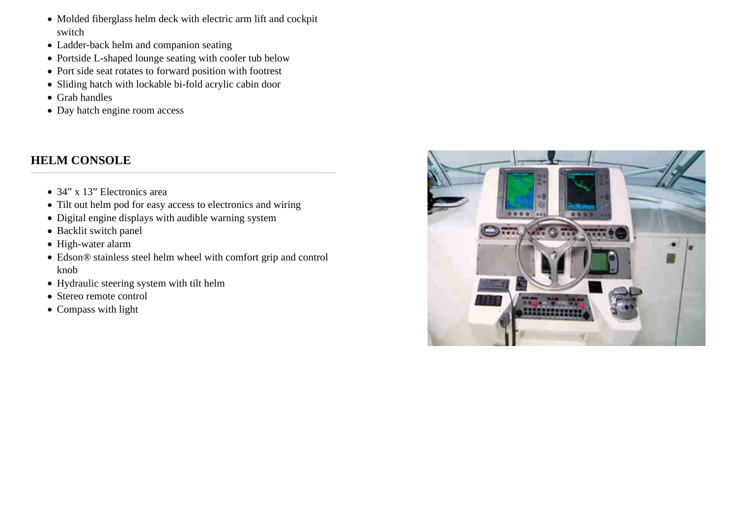- Molded fiberglass helm deck with electric arm lift and cockpit switch
- Ladder-back helm and companion seating
- Portside L-shaped lounge seating with cooler tub below
- Port side seat rotates to forward position with footrest
- Sliding hatch with lockable bi-fold acrylic cabin door
- Grab handles
- Day hatch engine room access

## HELM CONSOLE

- 34” x 13” Electronics area
- Tilt out helm pod for easy access to electronics and wiring
- Digital engine displays with audible warning system
- Backlit switch panel
- High-water alarm
- Edson® stainless steel helm wheel with comfort grip and control knob
- Hydraulic steering system with tilt helm
- Stereo remote control
- Compass with light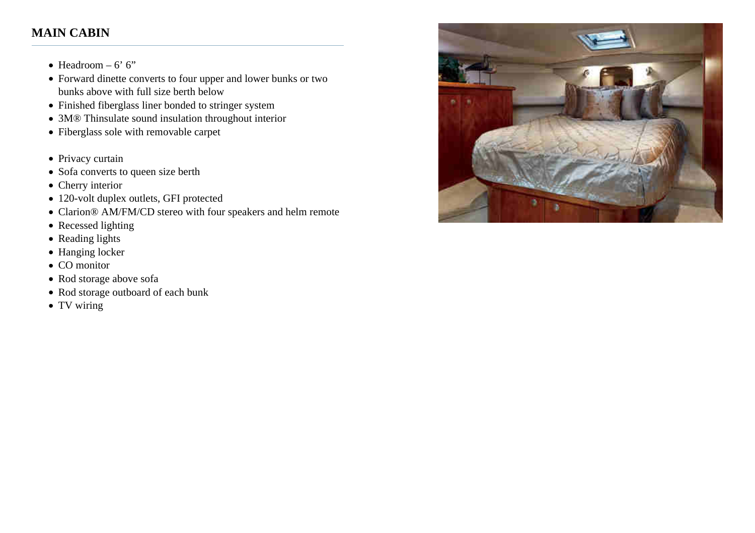## MAIN CABIN

- Headroom – 6’ 6”
- Forward dinette converts to four upper and lower bunks or two bunks above with full size berth below
- Finished fiberglass liner bonded to stringer system
- 3M® Thinsulate sound insulation throughout interior
- Fiberglass sole with removable carpet

- Privacy curtain
- Sofa converts to queen size berth
- Cherry interior
- 120-volt duplex outlets, GFI protected
- Clarion® AM/FM/CD stereo with four speakers and helm remote
- Recessed lighting
- Reading lights
- Hanging locker
- CO monitor
- Rod storage above sofa
- Rod storage outboard of each bunk
- TV wiring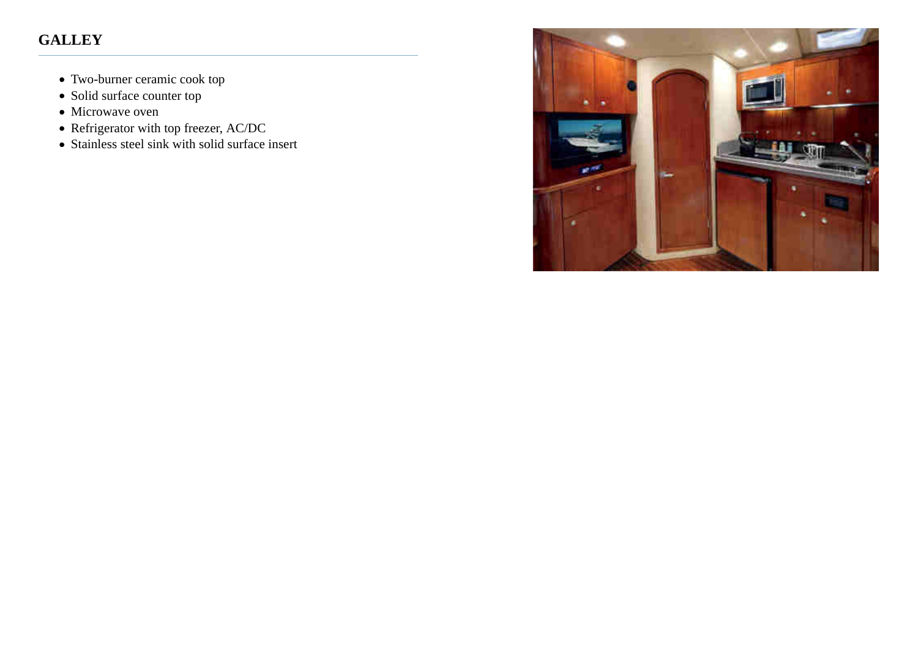## GALLEY

- Two-burner ceramic cook top
- Solid surface counter top
- Microwave oven
- Refrigerator with top freezer, AC/DC
- Stainless steel sink with solid surface insert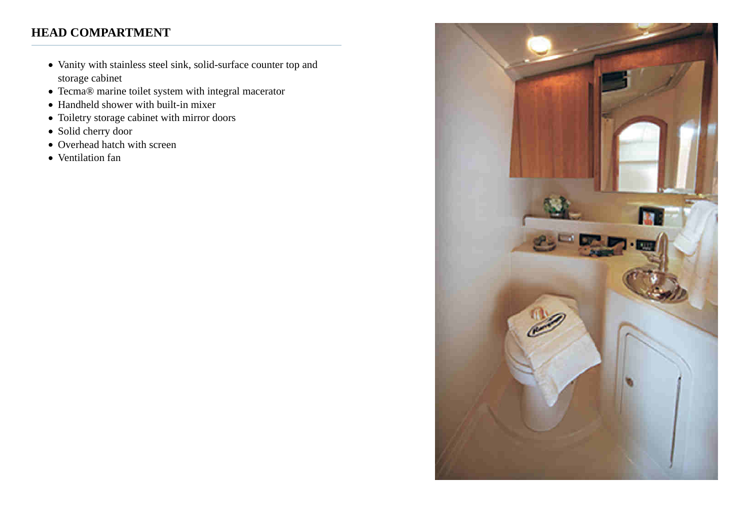## HEAD COMPARTMENT

- Vanity with stainless steel sink, solid-surface counter top and storage cabinet
- Tecma® marine toilet system with integral macerator
- Handheld shower with built-in mixer
- Toiletry storage cabinet with mirror doors
- Solid cherry door
- Overhead hatch with screen
- Ventilation fan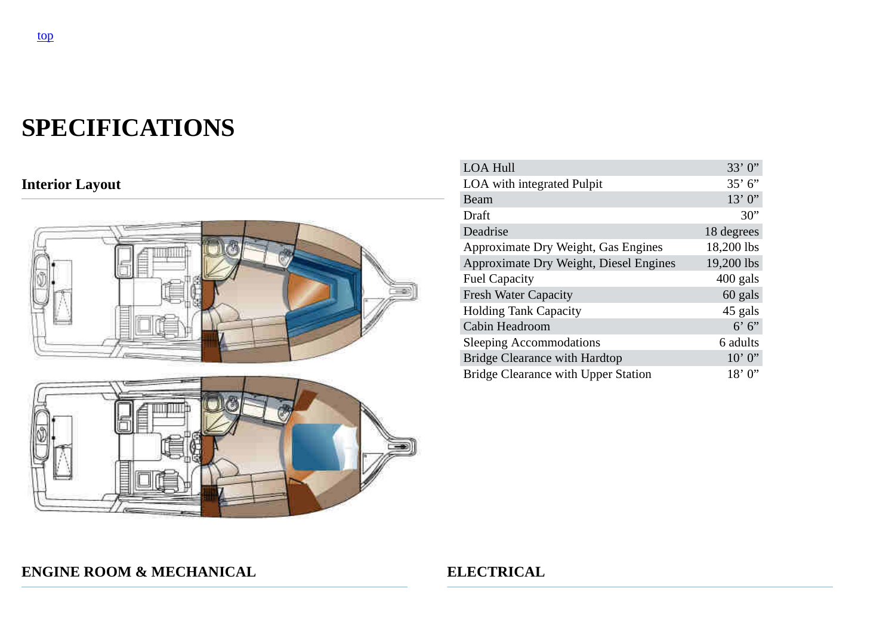[top](#)

# SPECIFICATIONS

## Interior Layout

| | |
|---|---|
| LOA Hull | 33’ 0” |
| LOA with integrated Pulpit | 35’ 6” |
| Beam | 13’ 0” |
| Draft | 30” |
| Deadrise | 18 degrees |
| Approximate Dry Weight, Gas Engines | 18,200 lbs |
| Approximate Dry Weight, Diesel Engines | 19,200 lbs |
| Fuel Capacity | 400 gals |
| Fresh Water Capacity | 60 gals |
| Holding Tank Capacity | 45 gals |
| Cabin Headroom | 6’ 6” |
| Sleeping Accommodations | 6 adults |
| Bridge Clearance with Hardtop | 10’ 0” |
| Bridge Clearance with Upper Station | 18’ 0” |

## ENGINE ROOM & MECHANICAL

## ELECTRICAL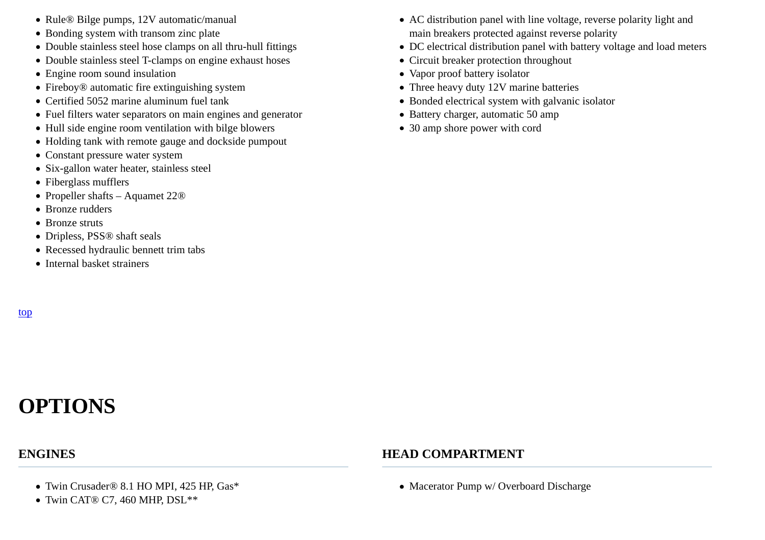- Rule® Bilge pumps, 12V automatic/manual
- Bonding system with transom zinc plate
- Double stainless steel hose clamps on all thru-hull fittings
- Double stainless steel T-clamps on engine exhaust hoses
- Engine room sound insulation
- Fireboy® automatic fire extinguishing system
- Certified 5052 marine aluminum fuel tank
- Fuel filters water separators on main engines and generator
- Hull side engine room ventilation with bilge blowers
- Holding tank with remote gauge and dockside pumpout
- Constant pressure water system
- Six-gallon water heater, stainless steel
- Fiberglass mufflers
- Propeller shafts – Aquamet 22®
- Bronze rudders
- Bronze struts
- Dripless, PSS® shaft seals
- Recessed hydraulic bennett trim tabs
- Internal basket strainers

- AC distribution panel with line voltage, reverse polarity light and main breakers protected against reverse polarity
- DC electrical distribution panel with battery voltage and load meters
- Circuit breaker protection throughout
- Vapor proof battery isolator
- Three heavy duty 12V marine batteries
- Bonded electrical system with galvanic isolator
- Battery charger, automatic 50 amp
- 30 amp shore power with cord

top

# OPTIONS

### ENGINES

- Twin Crusader® 8.1 HO MPI, 425 HP, Gas*
- Twin CAT® C7, 460 MHP, DSL**

### HEAD COMPARTMENT

- Macerator Pump w/ Overboard Discharge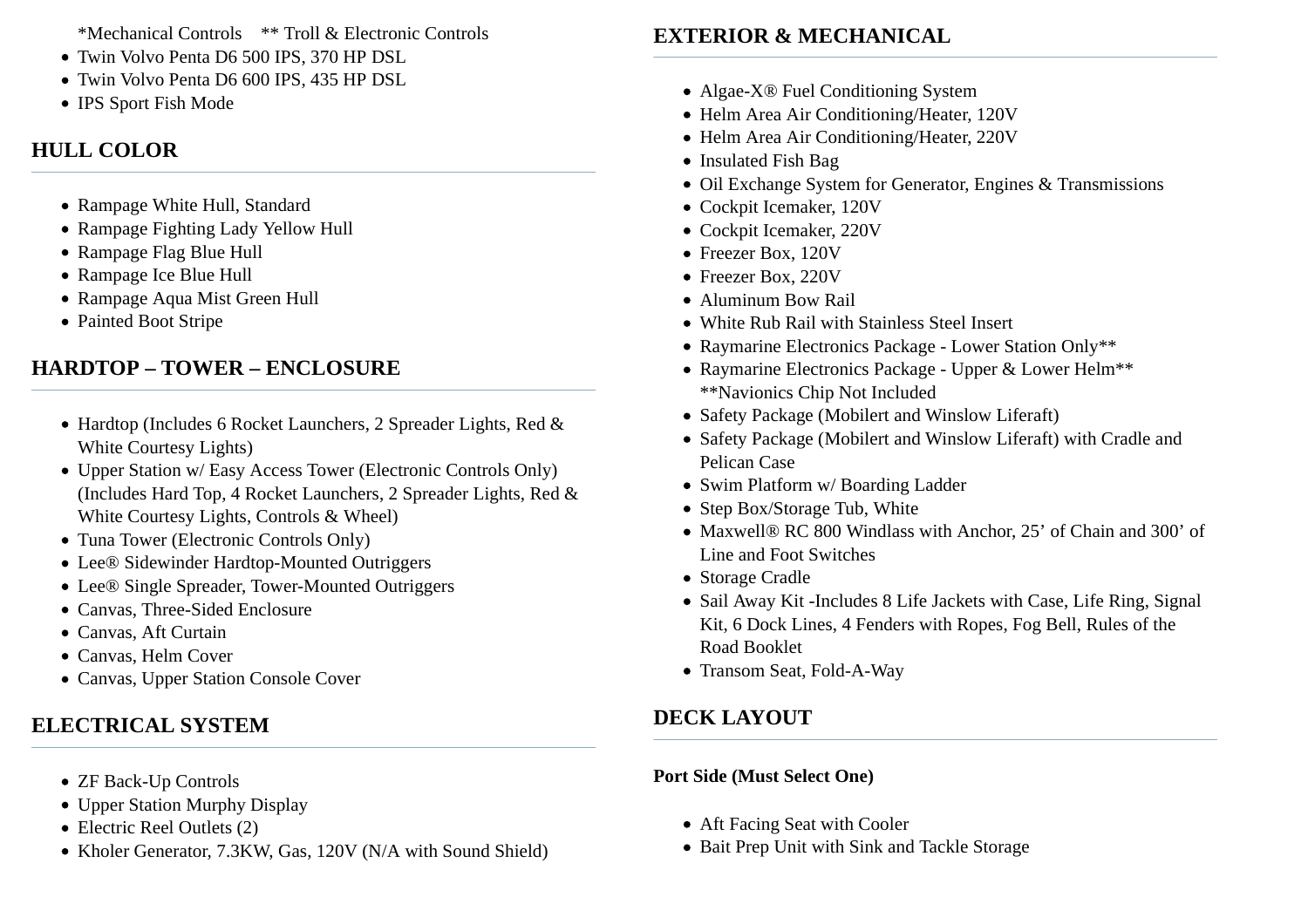*Mechanical Controls    ** Troll & Electronic Controls

- Twin Volvo Penta D6 500 IPS, 370 HP DSL
- Twin Volvo Penta D6 600 IPS, 435 HP DSL
- IPS Sport Fish Mode

## HULL COLOR

- Rampage White Hull, Standard
- Rampage Fighting Lady Yellow Hull
- Rampage Flag Blue Hull
- Rampage Ice Blue Hull
- Rampage Aqua Mist Green Hull
- Painted Boot Stripe

## HARDTOP – TOWER – ENCLOSURE

- Hardtop (Includes 6 Rocket Launchers, 2 Spreader Lights, Red & White Courtesy Lights)
- Upper Station w/ Easy Access Tower (Electronic Controls Only) (Includes Hard Top, 4 Rocket Launchers, 2 Spreader Lights, Red & White Courtesy Lights, Controls & Wheel)
- Tuna Tower (Electronic Controls Only)
- Lee® Sidewinder Hardtop-Mounted Outriggers
- Lee® Single Spreader, Tower-Mounted Outriggers
- Canvas, Three-Sided Enclosure
- Canvas, Aft Curtain
- Canvas, Helm Cover
- Canvas, Upper Station Console Cover

## ELECTRICAL SYSTEM

- ZF Back-Up Controls
- Upper Station Murphy Display
- Electric Reel Outlets (2)
- Kholer Generator, 7.3KW, Gas, 120V (N/A with Sound Shield)

## EXTERIOR & MECHANICAL

- Algae-X® Fuel Conditioning System
- Helm Area Air Conditioning/Heater, 120V
- Helm Area Air Conditioning/Heater, 220V
- Insulated Fish Bag
- Oil Exchange System for Generator, Engines & Transmissions
- Cockpit Icemaker, 120V
- Cockpit Icemaker, 220V
- Freezer Box, 120V
- Freezer Box, 220V
- Aluminum Bow Rail
- White Rub Rail with Stainless Steel Insert
- Raymarine Electronics Package - Lower Station Only**
- Raymarine Electronics Package - Upper & Lower Helm**
  **Navionics Chip Not Included
- Safety Package (Mobilert and Winslow Liferaft)
- Safety Package (Mobilert and Winslow Liferaft) with Cradle and Pelican Case
- Swim Platform w/ Boarding Ladder
- Step Box/Storage Tub, White
- Maxwell® RC 800 Windlass with Anchor, 25' of Chain and 300' of Line and Foot Switches
- Storage Cradle
- Sail Away Kit -Includes 8 Life Jackets with Case, Life Ring, Signal Kit, 6 Dock Lines, 4 Fenders with Ropes, Fog Bell, Rules of the Road Booklet
- Transom Seat, Fold-A-Way

## DECK LAYOUT

**Port Side (Must Select One)**

- Aft Facing Seat with Cooler
- Bait Prep Unit with Sink and Tackle Storage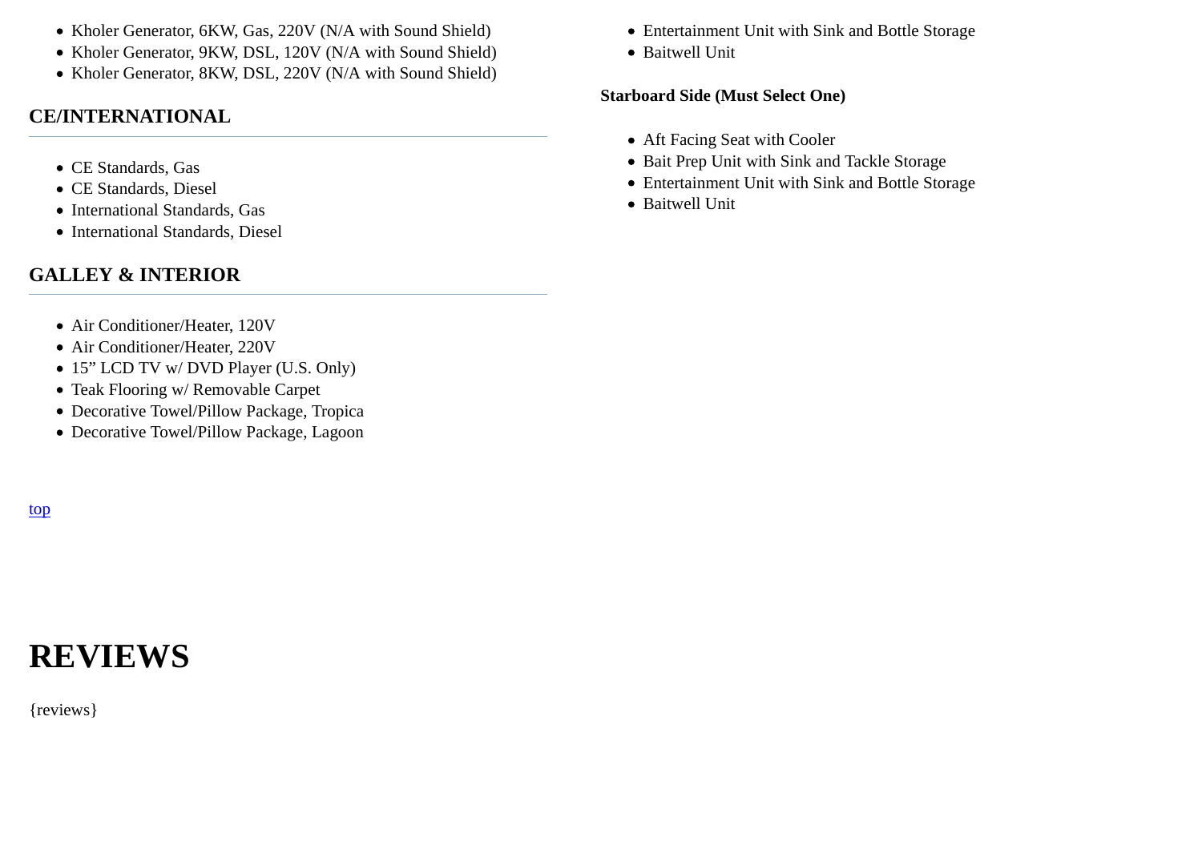- Kholer Generator, 6KW, Gas, 220V (N/A with Sound Shield)
- Kholer Generator, 9KW, DSL, 120V (N/A with Sound Shield)
- Kholer Generator, 8KW, DSL, 220V (N/A with Sound Shield)

## CE/INTERNATIONAL

- CE Standards, Gas
- CE Standards, Diesel
- International Standards, Gas
- International Standards, Diesel

## GALLEY & INTERIOR

- Air Conditioner/Heater, 120V
- Air Conditioner/Heater, 220V
- 15” LCD TV w/ DVD Player (U.S. Only)
- Teak Flooring w/ Removable Carpet
- Decorative Towel/Pillow Package, Tropica
- Decorative Towel/Pillow Package, Lagoon

- Entertainment Unit with Sink and Bottle Storage
- Baitwell Unit

**Starboard Side (Must Select One)**

- Aft Facing Seat with Cooler
- Bait Prep Unit with Sink and Tackle Storage
- Entertainment Unit with Sink and Bottle Storage
- Baitwell Unit

top

# REVIEWS

{reviews}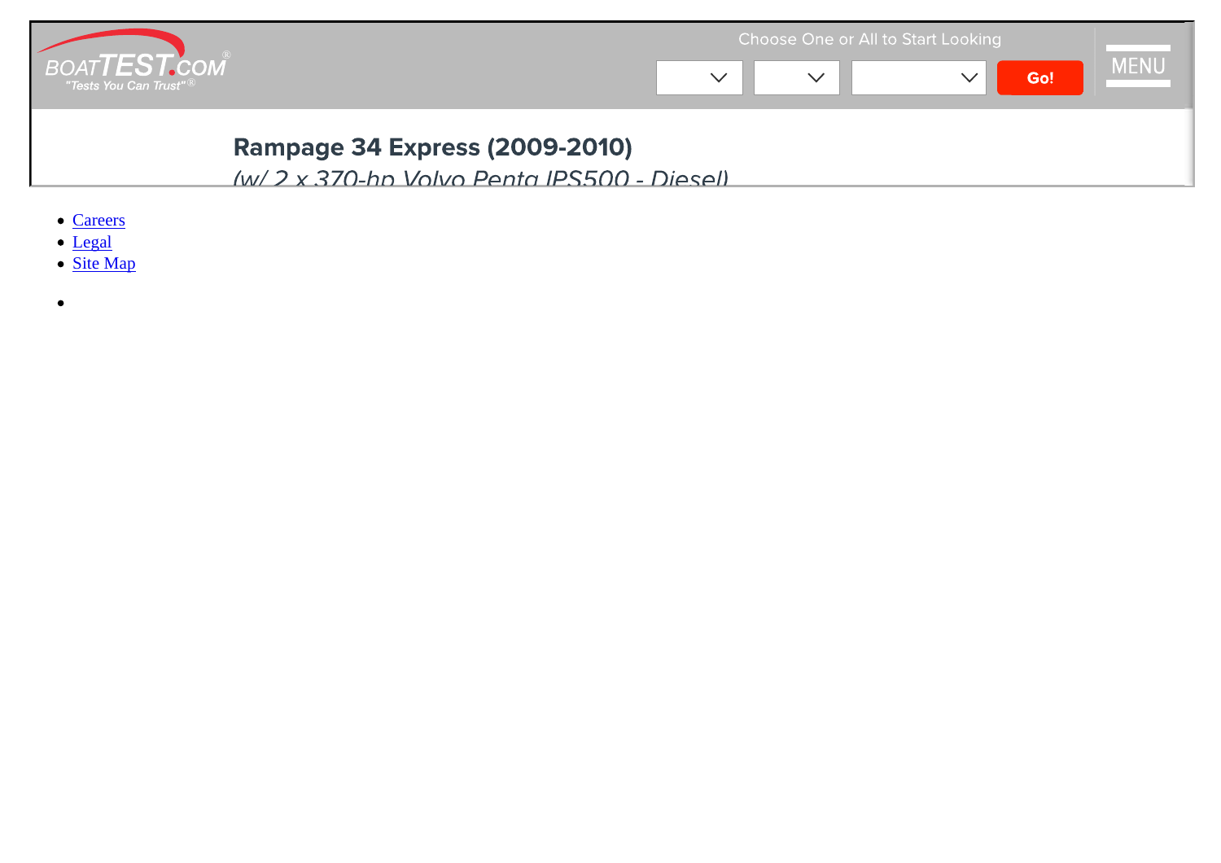BOATTEST.COM
"Tests You Can Trust"

Choose One or All to Start Looking

Go!

MENU

# Rampage 34 Express (2009-2010)

*(w/ 2 x 370-hp Volvo Penta IPS500 - Diesel)*

- Careers
- Legal
- Site Map